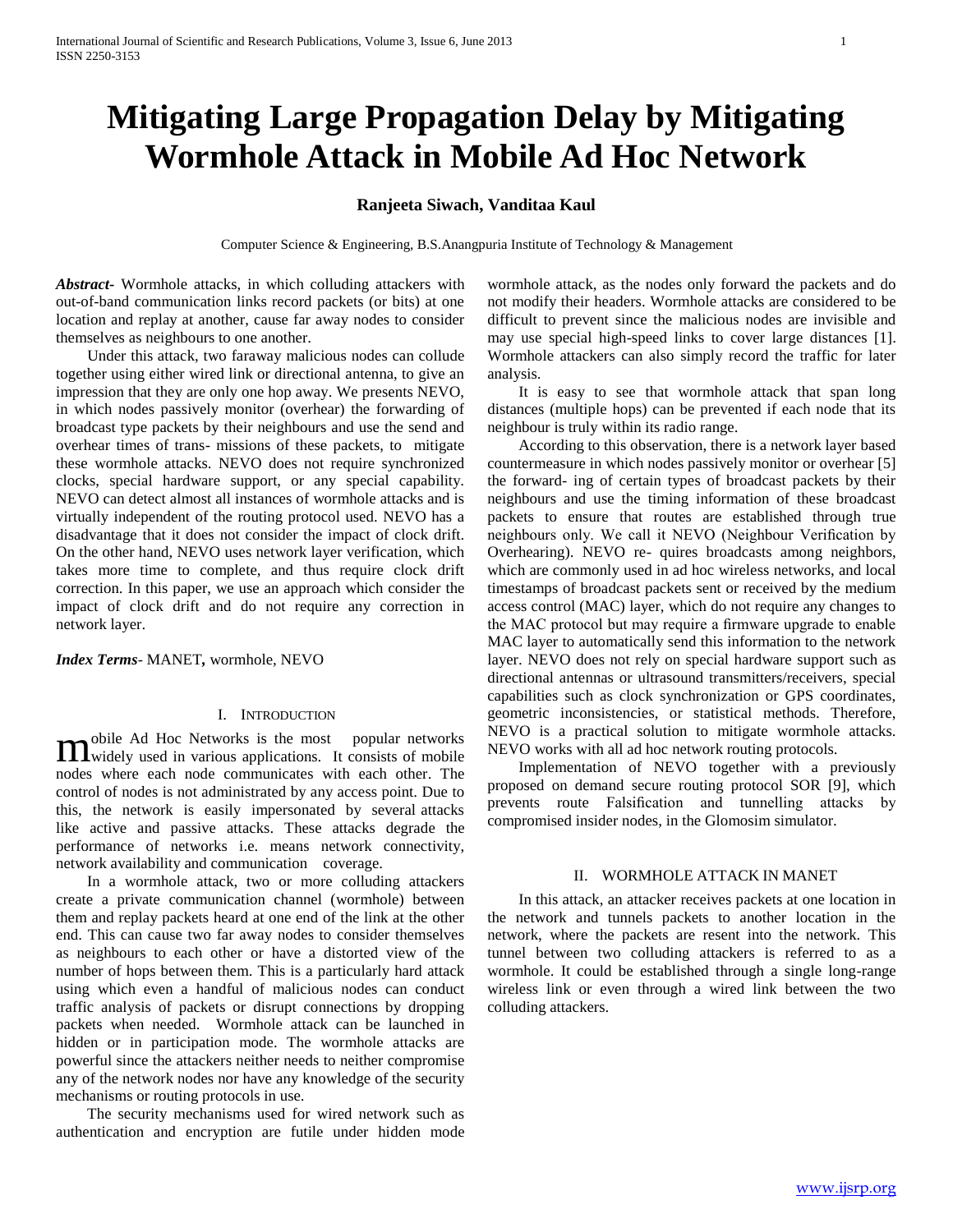# Mitigating Large Propagation Delay by Mitigating Wormhole Attack in Mobile Ad Hoc Network

**Ranjeeta Siwach, Vanditaa Kaul**

Computer Science & Engineering, B.S.Anangpuria Institute of Technology & Management

***Abstract***- Wormhole attacks, in which colluding attackers with out-of-band communication links record packets (or bits) at one location and replay at another, cause far away nodes to consider themselves as neighbours to one another.

Under this attack, two faraway malicious nodes can collude together using either wired link or directional antenna, to give an impression that they are only one hop away. We presents NEVO, in which nodes passively monitor (overhear) the forwarding of broadcast type packets by their neighbours and use the send and overhear times of trans- missions of these packets, to mitigate these wormhole attacks. NEVO does not require synchronized clocks, special hardware support, or any special capability. NEVO can detect almost all instances of wormhole attacks and is virtually independent of the routing protocol used. NEVO has a disadvantage that it does not consider the impact of clock drift. On the other hand, NEVO uses network layer verification, which takes more time to complete, and thus require clock drift correction. In this paper, we use an approach which consider the impact of clock drift and do not require any correction in network layer.

***Index Terms***- MANET**,** wormhole, NEVO

## I. Introduction

Mobile Ad Hoc Networks is the most popular networks widely used in various applications. It consists of mobile nodes where each node communicates with each other. The control of nodes is not administrated by any access point. Due to this, the network is easily impersonated by several attacks like active and passive attacks. These attacks degrade the performance of networks i.e. means network connectivity, network availability and communication coverage.

In a wormhole attack, two or more colluding attackers create a private communication channel (wormhole) between them and replay packets heard at one end of the link at the other end. This can cause two far away nodes to consider themselves as neighbours to each other or have a distorted view of the number of hops between them. This is a particularly hard attack using which even a handful of malicious nodes can conduct traffic analysis of packets or disrupt connections by dropping packets when needed. Wormhole attack can be launched in hidden or in participation mode. The wormhole attacks are powerful since the attackers neither needs to neither compromise any of the network nodes nor have any knowledge of the security mechanisms or routing protocols in use.

The security mechanisms used for wired network such as authentication and encryption are futile under hidden mode wormhole attack, as the nodes only forward the packets and do not modify their headers. Wormhole attacks are considered to be difficult to prevent since the malicious nodes are invisible and may use special high-speed links to cover large distances [1]. Wormhole attackers can also simply record the traffic for later analysis.

It is easy to see that wormhole attack that span long distances (multiple hops) can be prevented if each node that its neighbour is truly within its radio range.

According to this observation, there is a network layer based countermeasure in which nodes passively monitor or overhear [5] the forward- ing of certain types of broadcast packets by their neighbours and use the timing information of these broadcast packets to ensure that routes are established through true neighbours only. We call it NEVO (Neighbour Verification by Overhearing). NEVO re- quires broadcasts among neighbors, which are commonly used in ad hoc wireless networks, and local timestamps of broadcast packets sent or received by the medium access control (MAC) layer, which do not require any changes to the MAC protocol but may require a firmware upgrade to enable MAC layer to automatically send this information to the network layer. NEVO does not rely on special hardware support such as directional antennas or ultrasound transmitters/receivers, special capabilities such as clock synchronization or GPS coordinates, geometric inconsistencies, or statistical methods. Therefore, NEVO is a practical solution to mitigate wormhole attacks. NEVO works with all ad hoc network routing protocols.

Implementation of NEVO together with a previously proposed on demand secure routing protocol SOR [9], which prevents route Falsification and tunnelling attacks by compromised insider nodes, in the Glomosim simulator.

## II. Wormhole Attack in MANET

In this attack, an attacker receives packets at one location in the network and tunnels packets to another location in the network, where the packets are resent into the network. This tunnel between two colluding attackers is referred to as a wormhole. It could be established through a single long-range wireless link or even through a wired link between the two colluding attackers.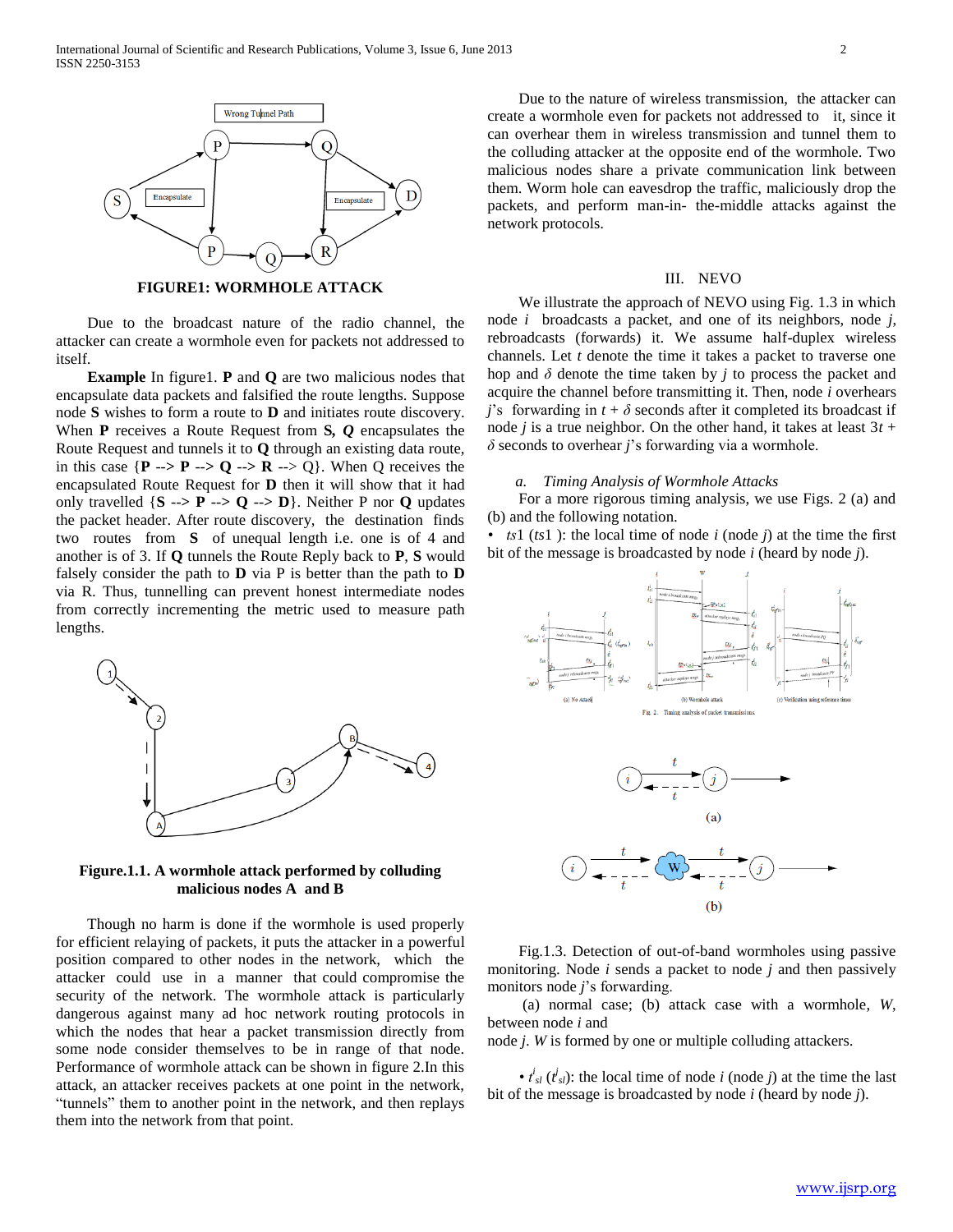**FIGURE1: WORMHOLE ATTACK**

Due to the broadcast nature of the radio channel, the attacker can create a wormhole even for packets not addressed to itself.

**Example** In figure1. **P** and **Q** are two malicious nodes that encapsulate data packets and falsified the route lengths. Suppose node **S** wishes to form a route to **D** and initiates route discovery. When **P** receives a Route Request from **S,** ***Q*** encapsulates the Route Request and tunnels it to **Q** through an existing data route, in this case {**P** --> **P** --> **Q** --> **R** --> Q}. When Q receives the encapsulated Route Request for **D** then it will show that it had only travelled {**S** --> **P** --> **Q** --> **D**}. Neither P nor **Q** updates the packet header. After route discovery, the destination finds two routes from **S** of unequal length i.e. one is of 4 and another is of 3. If **Q** tunnels the Route Reply back to **P**, **S** would falsely consider the path to **D** via P is better than the path to **D** via R. Thus, tunnelling can prevent honest intermediate nodes from correctly incrementing the metric used to measure path lengths.

**Figure.1.1. A wormhole attack performed by colluding malicious nodes A and B**

Though no harm is done if the wormhole is used properly for efficient relaying of packets, it puts the attacker in a powerful position compared to other nodes in the network, which the attacker could use in a manner that could compromise the security of the network. The wormhole attack is particularly dangerous against many ad hoc network routing protocols in which the nodes that hear a packet transmission directly from some node consider themselves to be in range of that node. Performance of wormhole attack can be shown in figure 2.In this attack, an attacker receives packets at one point in the network, "tunnels" them to another point in the network, and then replays them into the network from that point.

Due to the nature of wireless transmission, the attacker can create a wormhole even for packets not addressed to it, since it can overhear them in wireless transmission and tunnel them to the colluding attacker at the opposite end of the wormhole. Two malicious nodes share a private communication link between them. Worm hole can eavesdrop the traffic, maliciously drop the packets, and perform man-in- the-middle attacks against the network protocols.

## III. NEVO

We illustrate the approach of NEVO using Fig. 1.3 in which node $i$ broadcasts a packet, and one of its neighbors, node $j$, rebroadcasts (forwards) it. We assume half-duplex wireless channels. Let $t$ denote the time it takes a packet to traverse one hop and $\delta$ denote the time taken by $j$ to process the packet and acquire the channel before transmitting it. Then, node $i$ overhears $j$'s forwarding in $t + \delta$ seconds after it completed its broadcast if node $j$ is a true neighbor. On the other hand, it takes at least $3t + \delta$ seconds to overhear $j$'s forwarding via a wormhole.

### *a. Timing Analysis of Wormhole Attacks*

For a more rigorous timing analysis, we use Figs. 2 (a) and (b) and the following notation.

- $ts1$ ($ts1$ ): the local time of node $i$ (node $j$) at the time the first bit of the message is broadcasted by node $i$ (heard by node $j$).

Fig. 2: Timing analysis of packet transmissions

Fig.1.3. Detection of out-of-band wormholes using passive monitoring. Node $i$ sends a packet to node $j$ and then passively monitors node $j$'s forwarding.

(a) normal case; (b) attack case with a wormhole, $W$, between node $i$ and node $j$. $W$ is formed by one or multiple colluding attackers.

- $t^i_{sl}$ ($t^j_{sl}$): the local time of node $i$ (node $j$) at the time the last bit of the message is broadcasted by node $i$ (heard by node $j$).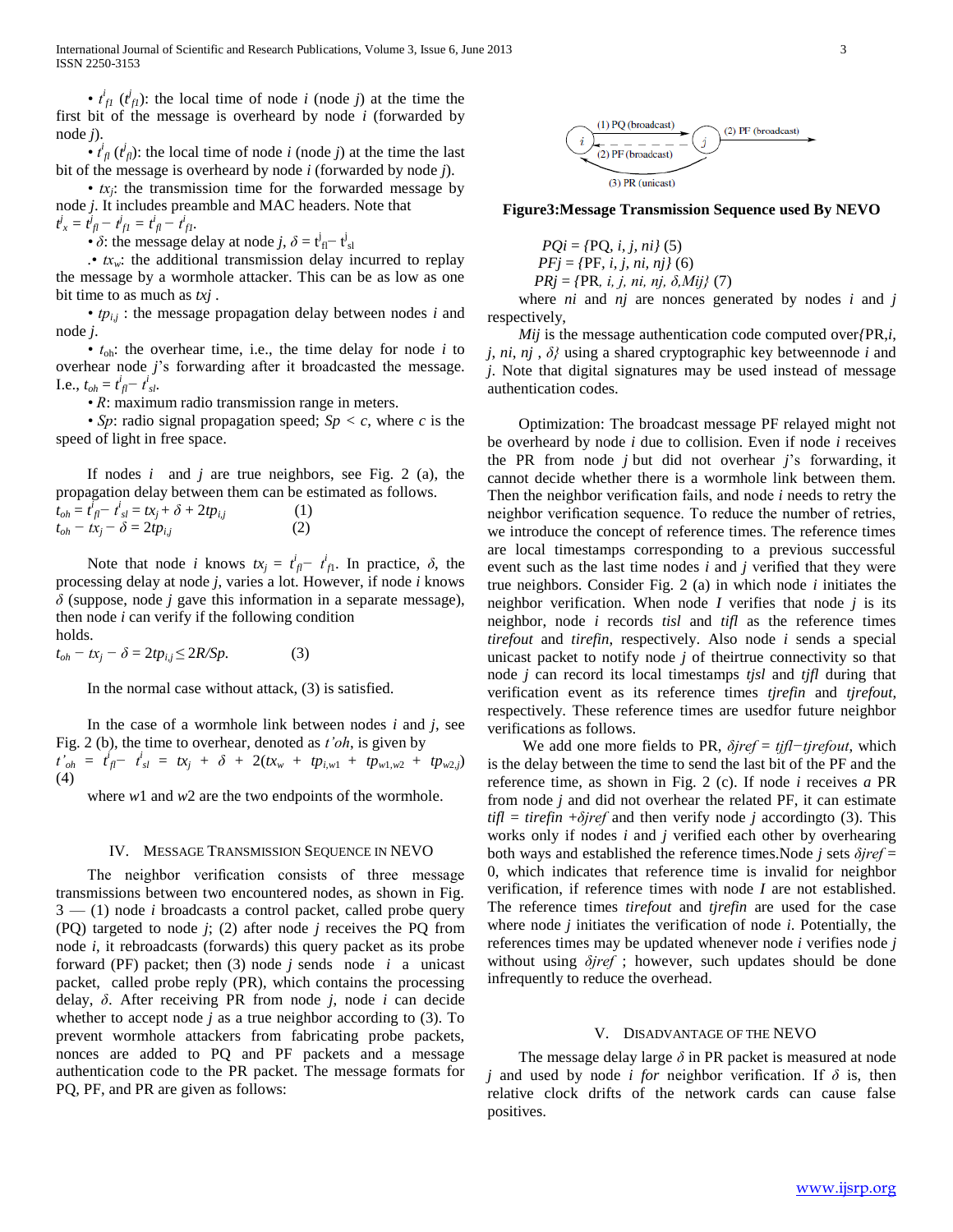- $t^i_{f1}$ ($t^j_{f1}$): the local time of node *i* (node *j*) at the time the first bit of the message is overheard by node *i* (forwarded by node *j*).
- $t^i_{fl}$ ($t^j_{fl}$): the local time of node *i* (node *j*) at the time the last bit of the message is overheard by node *i* (forwarded by node *j*).
- $tx_j$: the transmission time for the forwarded message by node *j*. It includes preamble and MAC headers. Note that $t^i_x = t^j_{fl} - t^j_{f1} = t^i_{fl} - t^i_{f1}$.
- $\delta$: the message delay at node *j*, $\delta = t^j_{fl} - t^j_{sl}$
- $tx_w$: the additional transmission delay incurred to replay the message by a wormhole attacker. This can be as low as one bit time to as much as $txj$ .
- $tp_{i,j}$ : the message propagation delay between nodes *i* and node *j*.
- $t_{oh}$: the overhear time, i.e., the time delay for node *i* to overhear node *j*'s forwarding after it broadcasted the message. I.e., $t_{oh} = t^i_{fl} - t^i_{sl}$.
- *R*: maximum radio transmission range in meters.
- *Sp*: radio signal propagation speed; $Sp < c$, where *c* is the speed of light in free space.

If nodes *i* and *j* are true neighbors, see Fig. 2 (a), the propagation delay between them can be estimated as follows.

$$t_{oh} = t^i_{fl} - t^i_{sl} = tx_j + \delta + 2tp_{i,j} \quad (1)$$

$$t_{oh} - tx_j - \delta = 2tp_{i,j} \quad (2)$$

Note that node *i* knows $tx_j = t^i_{fl} - t^i_{f1}$. In practice, $\delta$, the processing delay at node *j*, varies a lot. However, if node *i* knows $\delta$ (suppose, node *j* gave this information in a separate message), then node *i* can verify if the following condition holds.

$$t_{oh} - tx_j - \delta = 2tp_{i,j} \leq 2R/Sp. \quad (3)$$

In the normal case without attack, (3) is satisfied.

In the case of a wormhole link between nodes *i* and *j*, see Fig. 2 (b), the time to overhear, denoted as $t'_{oh}$, is given by

$$t'_{oh} = t^i_{fl} - t^i_{sl} = tx_j + \delta + 2(tx_w + tp_{i,w1} + tp_{w1,w2} + tp_{w2,j}) \quad (4)$$

where *w*1 and *w*2 are the two endpoints of the wormhole.

## IV. Message Transmission Sequence in NEVO

The neighbor verification consists of three message transmissions between two encountered nodes, as shown in Fig. 3 — (1) node *i* broadcasts a control packet, called probe query (PQ) targeted to node *j*; (2) after node *j* receives the PQ from node *i*, it rebroadcasts (forwards) this query packet as its probe forward (PF) packet; then (3) node *j* sends node *i* a unicast packet, called probe reply (PR), which contains the processing delay, $\delta$. After receiving PR from node *j*, node *i* can decide whether to accept node *j* as a true neighbor according to (3). To prevent wormhole attackers from fabricating probe packets, nonces are added to PQ and PF packets and a message authentication code to the PR packet. The message formats for PQ, PF, and PR are given as follows:

**Figure3:Message Transmission Sequence used By NEVO**

$$PQi = \{PQ, i, j, ni\} \quad (5)$$

$$PFj = \{PF, i, j, ni, nj\} \quad (6)$$

$$PRj = \{PR, i, j, ni, nj, \delta, Mij\} \quad (7)$$

where *ni* and *nj* are nonces generated by nodes *i* and *j* respectively,

*Mij* is the message authentication code computed over{PR,*i*, *j*, *ni*, *nj* , $\delta$} using a shared cryptographic key betweennode *i* and *j*. Note that digital signatures may be used instead of message authentication codes.

Optimization: The broadcast message PF relayed might not be overheard by node *i* due to collision. Even if node *i* receives the PR from node *j* but did not overhear *j*'s forwarding, it cannot decide whether there is a wormhole link between them. Then the neighbor verification fails, and node *i* needs to retry the neighbor verification sequence. To reduce the number of retries, we introduce the concept of reference times. The reference times are local timestamps corresponding to a previous successful event such as the last time nodes *i* and *j* verified that they were true neighbors. Consider Fig. 2 (a) in which node *i* initiates the neighbor verification. When node *I* verifies that node *j* is its neighbor, node *i* records *tisl* and *tifl* as the reference times *tirefout* and *tirefin*, respectively. Also node *i* sends a special unicast packet to notify node *j* of theirtrue connectivity so that node *j* can record its local timestamps *tjsl* and *tjfl* during that verification event as its reference times *tjrefin* and *tjrefout*, respectively. These reference times are usedfor future neighbor verifications as follows.

We add one more fields to PR, $\delta jref = tjfl - tjrefout$, which is the delay between the time to send the last bit of the PF and the reference time, as shown in Fig. 2 (c). If node *i* receives *a* PR from node *j* and did not overhear the related PF, it can estimate $tifl = tirefin + \delta jref$ and then verify node *j* accordingto (3). This works only if nodes *i* and *j* verified each other by overhearing both ways and established the reference times.Node *j* sets $\delta jref = 0$, which indicates that reference time is invalid for neighbor verification, if reference times with node *I* are not established. The reference times *tirefout* and *tjrefin* are used for the case where node *j* initiates the verification of node *i*. Potentially, the references times may be updated whenever node *i* verifies node *j* without using $\delta jref$ ; however, such updates should be done infrequently to reduce the overhead.

## V. Disadvantage of the NEVO

The message delay large $\delta$ in PR packet is measured at node *j* and used by node *i for* neighbor verification. If $\delta$ is, then relative clock drifts of the network cards can cause false positives.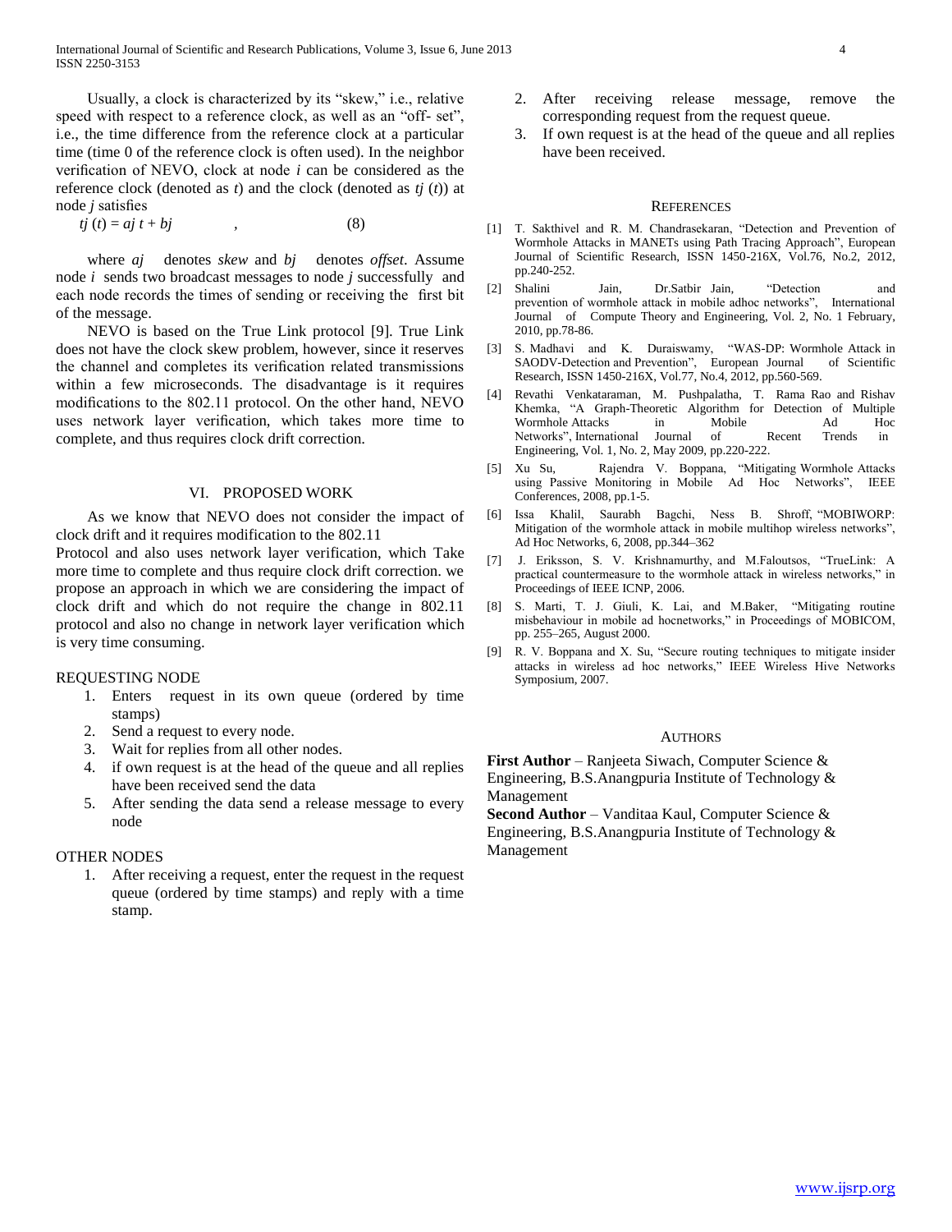Usually, a clock is characterized by its "skew," i.e., relative speed with respect to a reference clock, as well as an "off- set", i.e., the time difference from the reference clock at a particular time (time 0 of the reference clock is often used). In the neighbor verification of NEVO, clock at node $i$ can be considered as the reference clock (denoted as $t$) and the clock (denoted as $t_j(t)$) at node $j$ satisfies

$$t_j(t) = a_j t + b_j \qquad , \qquad (8)$$

where $a_j$ denotes *skew* and $b_j$ denotes *offset*. Assume node $i$ sends two broadcast messages to node $j$ successfully and each node records the times of sending or receiving the first bit of the message.

NEVO is based on the True Link protocol [9]. True Link does not have the clock skew problem, however, since it reserves the channel and completes its verification related transmissions within a few microseconds. The disadvantage is it requires modifications to the 802.11 protocol. On the other hand, NEVO uses network layer verification, which takes more time to complete, and thus requires clock drift correction.

## VI. PROPOSED WORK

As we know that NEVO does not consider the impact of clock drift and it requires modification to the 802.11
Protocol and also uses network layer verification, which Take more time to complete and thus require clock drift correction. we propose an approach in which we are considering the impact of clock drift and which do not require the change in 802.11 protocol and also no change in network layer verification which is very time consuming.

REQUESTING NODE

1. Enters request in its own queue (ordered by time stamps)
2. Send a request to every node.
3. Wait for replies from all other nodes.
4. if own request is at the head of the queue and all replies have been received send the data
5. After sending the data send a release message to every node

OTHER NODES

1. After receiving a request, enter the request in the request queue (ordered by time stamps) and reply with a time stamp.
2. After receiving release message, remove the corresponding request from the request queue.
3. If own request is at the head of the queue and all replies have been received.

## REFERENCES

[1] T. Sakthivel and R. M. Chandrasekaran, "Detection and Prevention of Wormhole Attacks in MANETs using Path Tracing Approach", European Journal of Scientific Research, ISSN 1450-216X, Vol.76, No.2, 2012, pp.240-252.

[2] Shalini Jain, Dr.Satbir Jain, "Detection and prevention of wormhole attack in mobile adhoc networks", International Journal of Compute Theory and Engineering, Vol. 2, No. 1 February, 2010, pp.78-86.

[3] S. Madhavi and K. Duraiswamy, "WAS-DP: Wormhole Attack in SAODV-Detection and Prevention", European Journal of Scientific Research, ISSN 1450-216X, Vol.77, No.4, 2012, pp.560-569.

[4] Revathi Venkataraman, M. Pushpalatha, T. Rama Rao and Rishav Khemka, "A Graph-Theoretic Algorithm for Detection of Multiple Wormhole Attacks in Mobile Ad Hoc Networks", International Journal of Recent Trends in Engineering, Vol. 1, No. 2, May 2009, pp.220-222.

[5] Xu Su, Rajendra V. Boppana, "Mitigating Wormhole Attacks using Passive Monitoring in Mobile Ad Hoc Networks", IEEE Conferences, 2008, pp.1-5.

[6] Issa Khalil, Saurabh Bagchi, Ness B. Shroff, "MOBIWORP: Mitigation of the wormhole attack in mobile multihop wireless networks", Ad Hoc Networks, 6, 2008, pp.344–362

[7] J. Eriksson, S. V. Krishnamurthy, and M.Faloutsos, "TrueLink: A practical countermeasure to the wormhole attack in wireless networks," in Proceedings of IEEE ICNP, 2006.

[8] S. Marti, T. J. Giuli, K. Lai, and M.Baker, "Mitigating routine misbehaviour in mobile ad hocnetworks," in Proceedings of MOBICOM, pp. 255–265, August 2000.

[9] R. V. Boppana and X. Su, "Secure routing techniques to mitigate insider attacks in wireless ad hoc networks," IEEE Wireless Hive Networks Symposium, 2007.

## AUTHORS

**First Author** – Ranjeeta Siwach, Computer Science & Engineering, B.S.Anangpuria Institute of Technology & Management

**Second Author** – Vanditaa Kaul, Computer Science & Engineering, B.S.Anangpuria Institute of Technology & Management